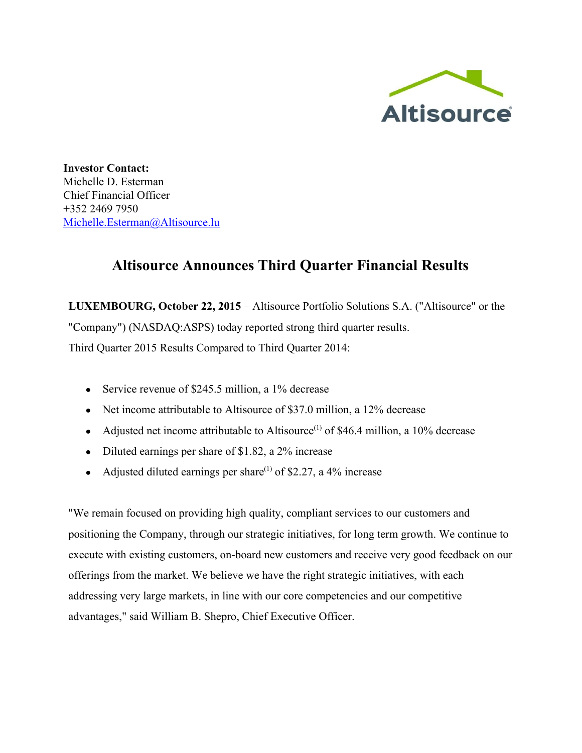**Investor Contact:**
Michelle D. Esterman
Chief Financial Officer
+352 2469 7950
Michelle.Esterman@Altisource.lu

# Altisource Announces Third Quarter Financial Results

**LUXEMBOURG, October 22, 2015** – Altisource Portfolio Solutions S.A. ("Altisource" or the "Company") (NASDAQ:ASPS) today reported strong third quarter results.

Third Quarter 2015 Results Compared to Third Quarter 2014:

- Service revenue of $245.5 million, a 1% decrease
- Net income attributable to Altisource of $37.0 million, a 12% decrease
- Adjusted net income attributable to Altisource(1) of $46.4 million, a 10% decrease
- Diluted earnings per share of $1.82, a 2% increase
- Adjusted diluted earnings per share(1) of $2.27, a 4% increase

"We remain focused on providing high quality, compliant services to our customers and positioning the Company, through our strategic initiatives, for long term growth. We continue to execute with existing customers, on-board new customers and receive very good feedback on our offerings from the market. We believe we have the right strategic initiatives, with each addressing very large markets, in line with our core competencies and our competitive advantages," said William B. Shepro, Chief Executive Officer.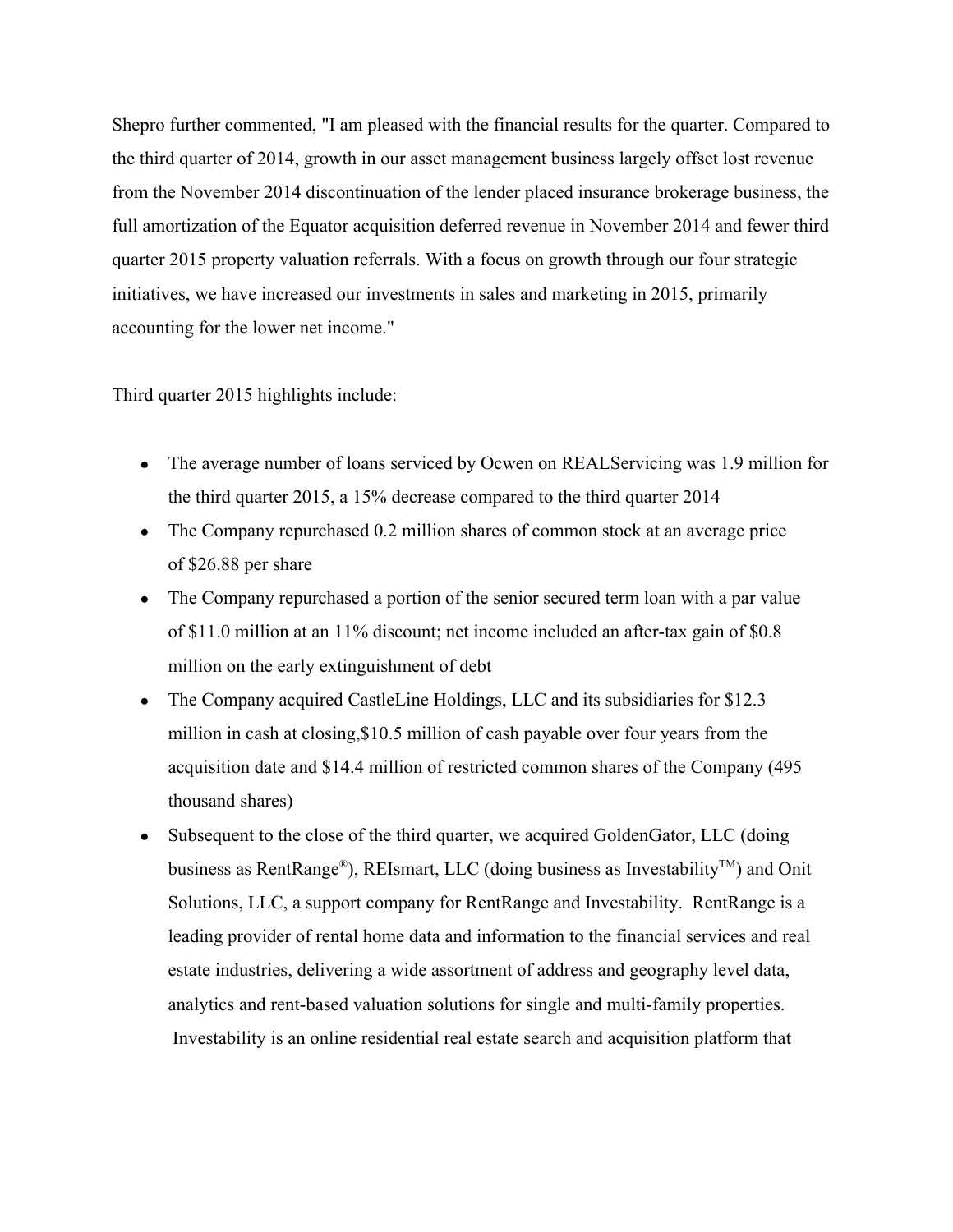Shepro further commented, "I am pleased with the financial results for the quarter. Compared to the third quarter of 2014, growth in our asset management business largely offset lost revenue from the November 2014 discontinuation of the lender placed insurance brokerage business, the full amortization of the Equator acquisition deferred revenue in November 2014 and fewer third quarter 2015 property valuation referrals. With a focus on growth through our four strategic initiatives, we have increased our investments in sales and marketing in 2015, primarily accounting for the lower net income."

Third quarter 2015 highlights include:

- The average number of loans serviced by Ocwen on REALServicing was 1.9 million for the third quarter 2015, a 15% decrease compared to the third quarter 2014
- The Company repurchased 0.2 million shares of common stock at an average price of $26.88 per share
- The Company repurchased a portion of the senior secured term loan with a par value of $11.0 million at an 11% discount; net income included an after-tax gain of $0.8 million on the early extinguishment of debt
- The Company acquired CastleLine Holdings, LLC and its subsidiaries for $12.3 million in cash at closing,$10.5 million of cash payable over four years from the acquisition date and $14.4 million of restricted common shares of the Company (495 thousand shares)
- Subsequent to the close of the third quarter, we acquired GoldenGator, LLC (doing business as RentRange®), REIsmart, LLC (doing business as Investability™) and Onit Solutions, LLC, a support company for RentRange and Investability. RentRange is a leading provider of rental home data and information to the financial services and real estate industries, delivering a wide assortment of address and geography level data, analytics and rent-based valuation solutions for single and multi-family properties. Investability is an online residential real estate search and acquisition platform that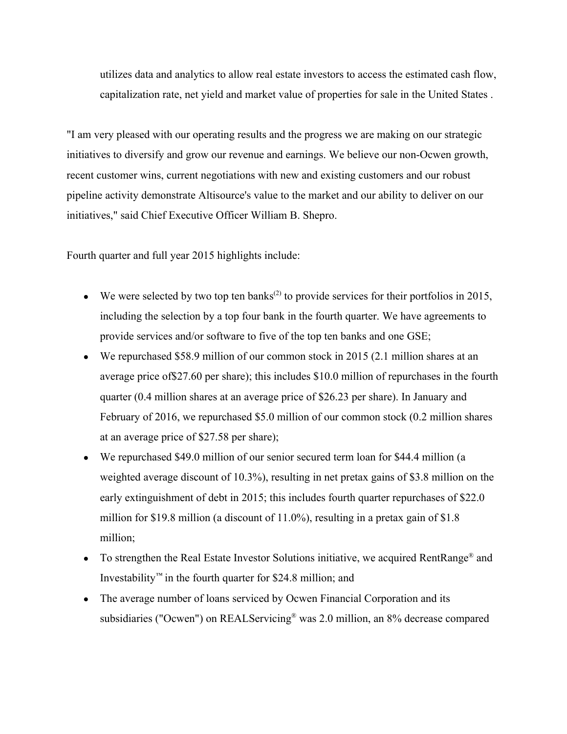utilizes data and analytics to allow real estate investors to access the estimated cash flow, capitalization rate, net yield and market value of properties for sale in the United States .

"I am very pleased with our operating results and the progress we are making on our strategic initiatives to diversify and grow our revenue and earnings. We believe our non-Ocwen growth, recent customer wins, current negotiations with new and existing customers and our robust pipeline activity demonstrate Altisource's value to the market and our ability to deliver on our initiatives," said Chief Executive Officer William B. Shepro.

Fourth quarter and full year 2015 highlights include:

- We were selected by two top ten banks(2) to provide services for their portfolios in 2015, including the selection by a top four bank in the fourth quarter. We have agreements to provide services and/or software to five of the top ten banks and one GSE;
- We repurchased $58.9 million of our common stock in 2015 (2.1 million shares at an average price of$27.60 per share); this includes $10.0 million of repurchases in the fourth quarter (0.4 million shares at an average price of $26.23 per share). In January and February of 2016, we repurchased $5.0 million of our common stock (0.2 million shares at an average price of $27.58 per share);
- We repurchased $49.0 million of our senior secured term loan for $44.4 million (a weighted average discount of 10.3%), resulting in net pretax gains of $3.8 million on the early extinguishment of debt in 2015; this includes fourth quarter repurchases of $22.0 million for $19.8 million (a discount of 11.0%), resulting in a pretax gain of $1.8 million;
- To strengthen the Real Estate Investor Solutions initiative, we acquired RentRange® and Investability™ in the fourth quarter for $24.8 million; and
- The average number of loans serviced by Ocwen Financial Corporation and its subsidiaries ("Ocwen") on REALServicing® was 2.0 million, an 8% decrease compared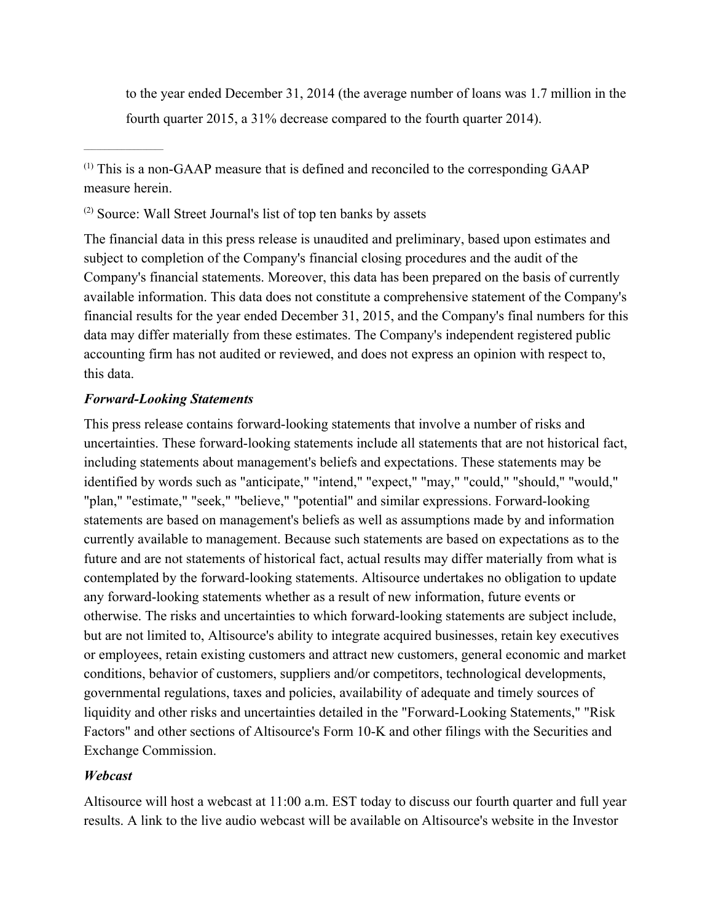to the year ended December 31, 2014 (the average number of loans was 1.7 million in the fourth quarter 2015, a 31% decrease compared to the fourth quarter 2014).

---

(1) This is a non-GAAP measure that is defined and reconciled to the corresponding GAAP measure herein.

(2) Source: Wall Street Journal's list of top ten banks by assets

The financial data in this press release is unaudited and preliminary, based upon estimates and subject to completion of the Company's financial closing procedures and the audit of the Company's financial statements. Moreover, this data has been prepared on the basis of currently available information. This data does not constitute a comprehensive statement of the Company's financial results for the year ended December 31, 2015, and the Company's final numbers for this data may differ materially from these estimates. The Company's independent registered public accounting firm has not audited or reviewed, and does not express an opinion with respect to, this data.

***Forward-Looking Statements***

This press release contains forward-looking statements that involve a number of risks and uncertainties. These forward-looking statements include all statements that are not historical fact, including statements about management's beliefs and expectations. These statements may be identified by words such as "anticipate," "intend," "expect," "may," "could," "should," "would," "plan," "estimate," "seek," "believe," "potential" and similar expressions. Forward-looking statements are based on management's beliefs as well as assumptions made by and information currently available to management. Because such statements are based on expectations as to the future and are not statements of historical fact, actual results may differ materially from what is contemplated by the forward-looking statements. Altisource undertakes no obligation to update any forward-looking statements whether as a result of new information, future events or otherwise. The risks and uncertainties to which forward-looking statements are subject include, but are not limited to, Altisource's ability to integrate acquired businesses, retain key executives or employees, retain existing customers and attract new customers, general economic and market conditions, behavior of customers, suppliers and/or competitors, technological developments, governmental regulations, taxes and policies, availability of adequate and timely sources of liquidity and other risks and uncertainties detailed in the "Forward-Looking Statements," "Risk Factors" and other sections of Altisource's Form 10-K and other filings with the Securities and Exchange Commission.

***Webcast***

Altisource will host a webcast at 11:00 a.m. EST today to discuss our fourth quarter and full year results. A link to the live audio webcast will be available on Altisource's website in the Investor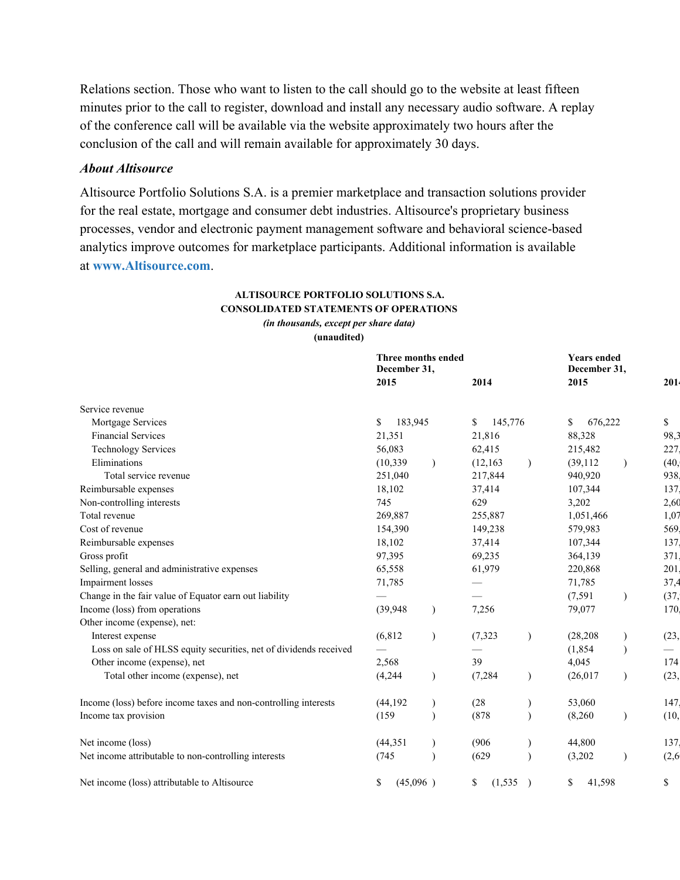Relations section. Those who want to listen to the call should go to the website at least fifteen minutes prior to the call to register, download and install any necessary audio software. A replay of the conference call will be available via the website approximately two hours after the conclusion of the call and will remain available for approximately 30 days.

***About Altisource***

Altisource Portfolio Solutions S.A. is a premier marketplace and transaction solutions provider for the real estate, mortgage and consumer debt industries. Altisource's proprietary business processes, vendor and electronic payment management software and behavioral science-based analytics improve outcomes for marketplace participants. Additional information is available at **www.Altisource.com**.

**ALTISOURCE PORTFOLIO SOLUTIONS S.A.**
**CONSOLIDATED STATEMENTS OF OPERATIONS**
***(in thousands, except per share data)***
**(unaudited)**

| | Three months ended December 31, | | Years ended December 31, | |
|---|---|---|---|---|
| | **2015** | **2014** | **2015** | **201** |
| Service revenue | | | | |
| Mortgage Services | $ 183,945 | $ 145,776 | $ 676,222 | $ |
| Financial Services | 21,351 | 21,816 | 88,328 | 98,3 |
| Technology Services | 56,083 | 62,415 | 215,482 | 227, |
| Eliminations | (10,339) | (12,163) | (39,112) | (40, |
| Total service revenue | 251,040 | 217,844 | 940,920 | 938, |
| Reimbursable expenses | 18,102 | 37,414 | 107,344 | 137, |
| Non-controlling interests | 745 | 629 | 3,202 | 2,60 |
| Total revenue | 269,887 | 255,887 | 1,051,466 | 1,07 |
| Cost of revenue | 154,390 | 149,238 | 579,983 | 569, |
| Reimbursable expenses | 18,102 | 37,414 | 107,344 | 137, |
| Gross profit | 97,395 | 69,235 | 364,139 | 371, |
| Selling, general and administrative expenses | 65,558 | 61,979 | 220,868 | 201, |
| Impairment losses | 71,785 | — | 71,785 | 37,4 |
| Change in the fair value of Equator earn out liability | — | — | (7,591) | (37, |
| Income (loss) from operations | (39,948) | 7,256 | 79,077 | 170, |
| Other income (expense), net: | | | | |
| Interest expense | (6,812) | (7,323) | (28,208) | (23, |
| Loss on sale of HLSS equity securities, net of dividends received | — | — | (1,854) | — |
| Other income (expense), net | 2,568 | 39 | 4,045 | 174 |
| Total other income (expense), net | (4,244) | (7,284) | (26,017) | (23, |
| Income (loss) before income taxes and non-controlling interests | (44,192) | (28) | 53,060 | 147, |
| Income tax provision | (159) | (878) | (8,260) | (10, |
| Net income (loss) | (44,351) | (906) | 44,800 | 137, |
| Net income attributable to non-controlling interests | (745) | (629) | (3,202) | (2,6 |
| Net income (loss) attributable to Altisource | $ (45,096) | $ (1,535) | $ 41,598 | $ |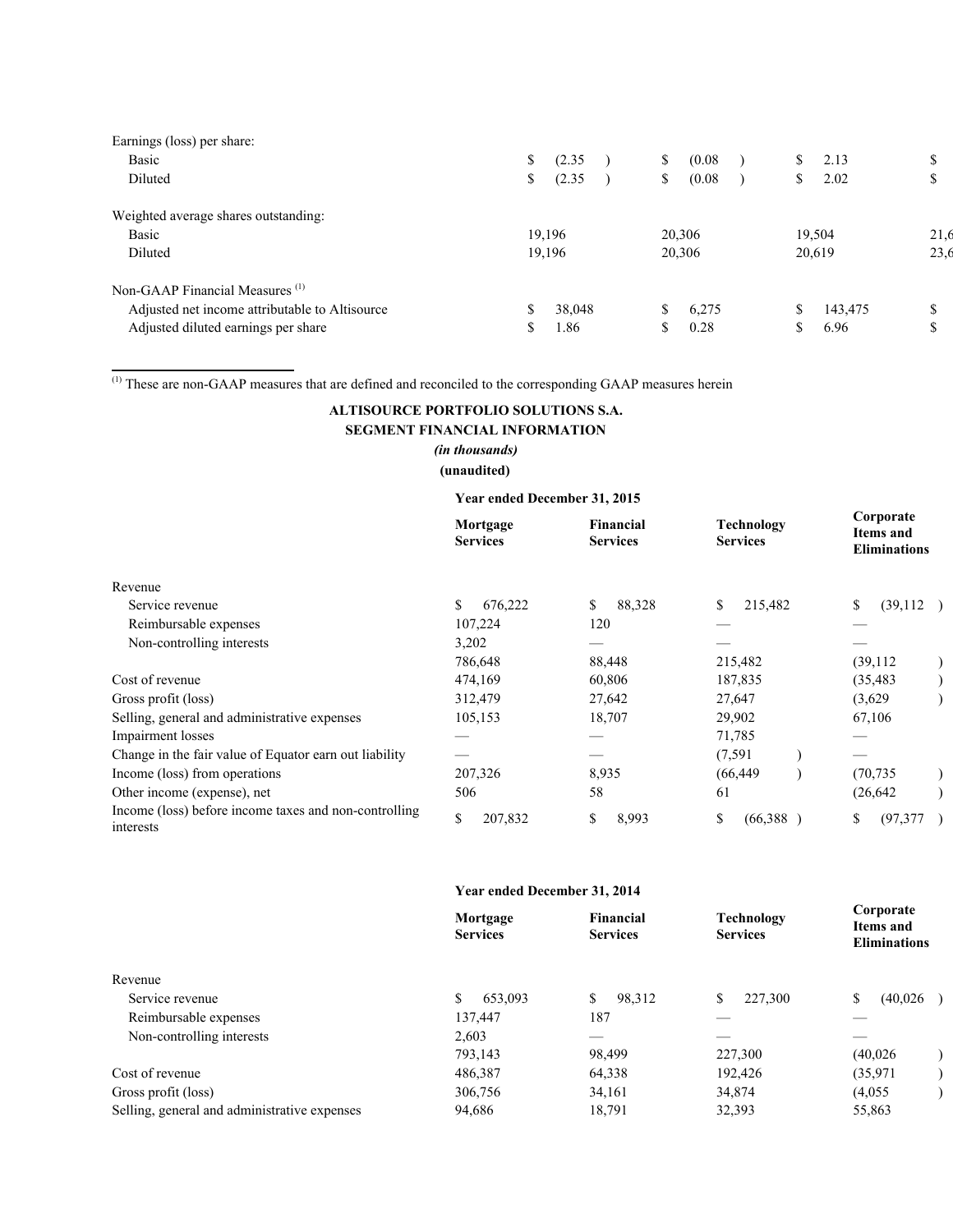| | | | | |
|---|---|---|---|---|
| Earnings (loss) per share: | | | | |
| Basic | $ (2.35) | $ (0.08) | $ 2.13 | $ |
| Diluted | $ (2.35) | $ (0.08) | $ 2.02 | $ |
| | | | | |
| Weighted average shares outstanding: | | | | |
| Basic | 19,196 | 20,306 | 19,504 | 21,6 |
| Diluted | 19,196 | 20,306 | 20,619 | 23,6 |
| | | | | |
| Non-GAAP Financial Measures [1] | | | | |
| Adjusted net income attributable to Altisource | $ 38,048 | $ 6,275 | $ 143,475 | $ |
| Adjusted diluted earnings per share | $ 1.86 | $ 0.28 | $ 6.96 | $ |

[1] These are non-GAAP measures that are defined and reconciled to the corresponding GAAP measures herein

**ALTISOURCE PORTFOLIO SOLUTIONS S.A.**
**SEGMENT FINANCIAL INFORMATION**
***(in thousands)***
**(unaudited)**

| | **Year ended December 31, 2015** | | | |
|---|---|---|---|---|
| | **Mortgage Services** | **Financial Services** | **Technology Services** | **Corporate Items and Eliminations** |
| Revenue | | | | |
| Service revenue | $ 676,222 | $ 88,328 | $ 215,482 | $ (39,112) |
| Reimbursable expenses | 107,224 | 120 | — | — |
| Non-controlling interests | 3,202 | — | — | — |
| | 786,648 | 88,448 | 215,482 | (39,112) |
| Cost of revenue | 474,169 | 60,806 | 187,835 | (35,483) |
| Gross profit (loss) | 312,479 | 27,642 | 27,647 | (3,629) |
| Selling, general and administrative expenses | 105,153 | 18,707 | 29,902 | 67,106 |
| Impairment losses | — | — | 71,785 | — |
| Change in the fair value of Equator earn out liability | — | — | (7,591) | — |
| Income (loss) from operations | 207,326 | 8,935 | (66,449) | (70,735) |
| Other income (expense), net | 506 | 58 | 61 | (26,642) |
| Income (loss) before income taxes and non-controlling interests | $ 207,832 | $ 8,993 | $ (66,388) | $ (97,377) |

| | **Year ended December 31, 2014** | | | |
|---|---|---|---|---|
| | **Mortgage Services** | **Financial Services** | **Technology Services** | **Corporate Items and Eliminations** |
| Revenue | | | | |
| Service revenue | $ 653,093 | $ 98,312 | $ 227,300 | $ (40,026) |
| Reimbursable expenses | 137,447 | 187 | — | — |
| Non-controlling interests | 2,603 | — | — | — |
| | 793,143 | 98,499 | 227,300 | (40,026) |
| Cost of revenue | 486,387 | 64,338 | 192,426 | (35,971) |
| Gross profit (loss) | 306,756 | 34,161 | 34,874 | (4,055) |
| Selling, general and administrative expenses | 94,686 | 18,791 | 32,393 | 55,863 |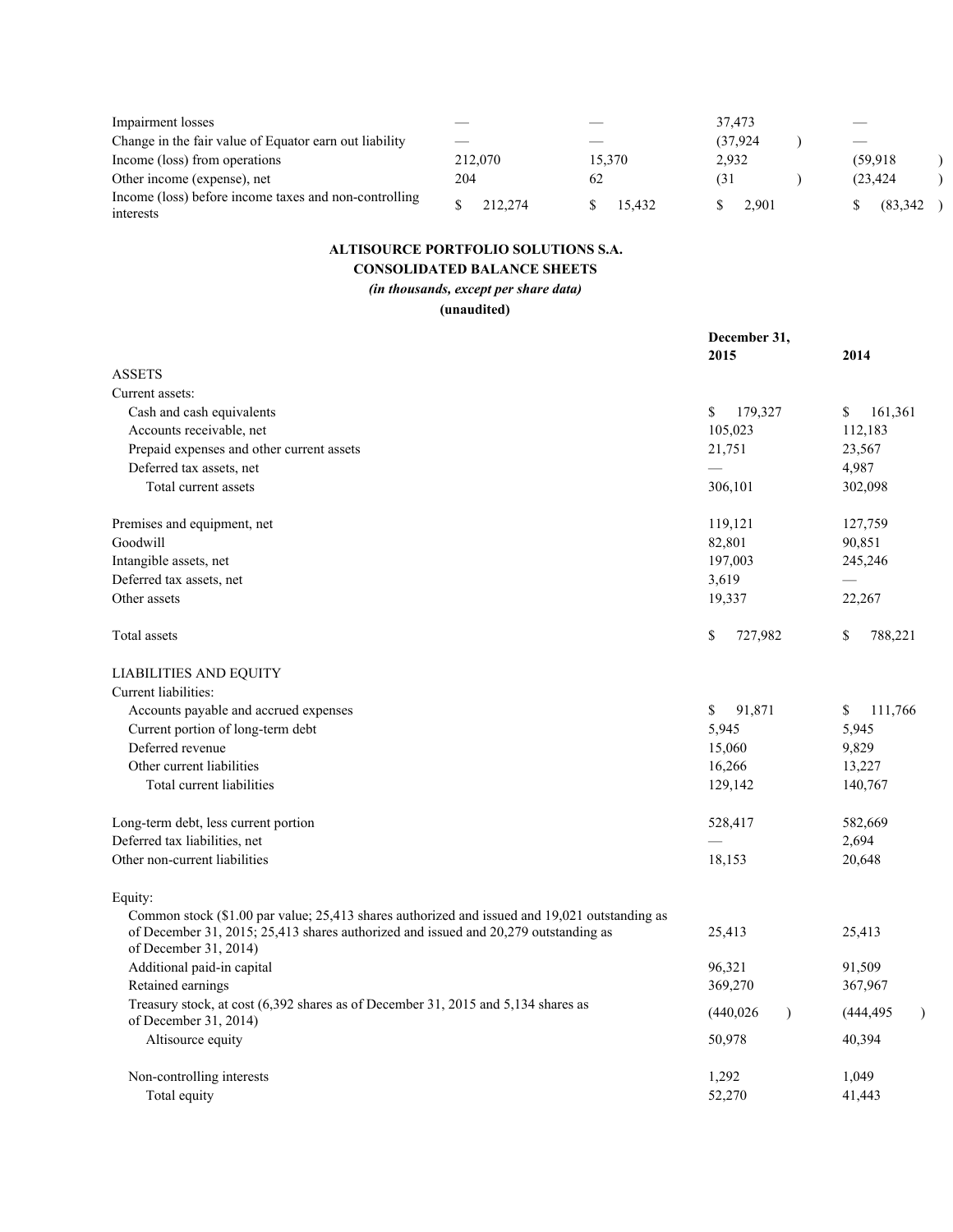| | | | | |
|---|---|---|---|---|
| Impairment losses | — | — | 37,473 | — |
| Change in the fair value of Equator earn out liability | — | — | (37,924 ) | — |
| Income (loss) from operations | 212,070 | 15,370 | 2,932 | (59,918 ) |
| Other income (expense), net | 204 | 62 | (31 ) | (23,424 ) |
| Income (loss) before income taxes and non-controlling interests | $ 212,274 | $ 15,432 | $ 2,901 | $ (83,342 ) |

**ALTISOURCE PORTFOLIO SOLUTIONS S.A.**

**CONSOLIDATED BALANCE SHEETS**

***(in thousands, except per share data)***

**(unaudited)**

| | December 31, 2015 | 2014 |
|---|---|---|
| ASSETS | | |
| Current assets: | | |
| Cash and cash equivalents | $ 179,327 | $ 161,361 |
| Accounts receivable, net | 105,023 | 112,183 |
| Prepaid expenses and other current assets | 21,751 | 23,567 |
| Deferred tax assets, net | — | 4,987 |
| Total current assets | 306,101 | 302,098 |
| | | |
| Premises and equipment, net | 119,121 | 127,759 |
| Goodwill | 82,801 | 90,851 |
| Intangible assets, net | 197,003 | 245,246 |
| Deferred tax assets, net | 3,619 | — |
| Other assets | 19,337 | 22,267 |
| | | |
| Total assets | $ 727,982 | $ 788,221 |
| | | |
| LIABILITIES AND EQUITY | | |
| Current liabilities: | | |
| Accounts payable and accrued expenses | $ 91,871 | $ 111,766 |
| Current portion of long-term debt | 5,945 | 5,945 |
| Deferred revenue | 15,060 | 9,829 |
| Other current liabilities | 16,266 | 13,227 |
| Total current liabilities | 129,142 | 140,767 |
| | | |
| Long-term debt, less current portion | 528,417 | 582,669 |
| Deferred tax liabilities, net | — | 2,694 |
| Other non-current liabilities | 18,153 | 20,648 |
| | | |
| Equity: | | |
| Common stock ($1.00 par value; 25,413 shares authorized and issued and 19,021 outstanding as of December 31, 2015; 25,413 shares authorized and issued and 20,279 outstanding as of December 31, 2014) | 25,413 | 25,413 |
| Additional paid-in capital | 96,321 | 91,509 |
| Retained earnings | 369,270 | 367,967 |
| Treasury stock, at cost (6,392 shares as of December 31, 2015 and 5,134 shares as of December 31, 2014) | (440,026 ) | (444,495 ) |
| Altisource equity | 50,978 | 40,394 |
| | | |
| Non-controlling interests | 1,292 | 1,049 |
| Total equity | 52,270 | 41,443 |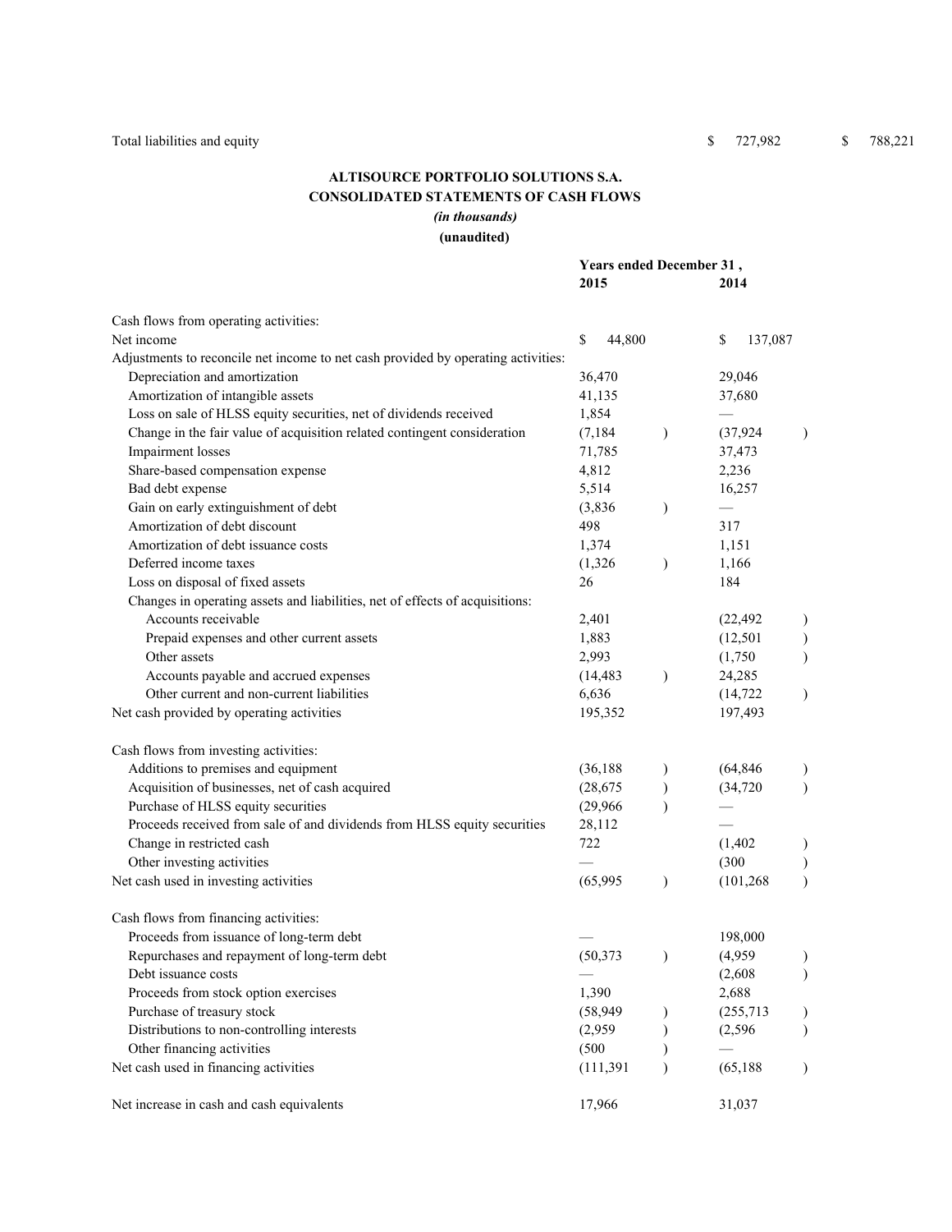| | | |
|---|---|---|
| Total liabilities and equity | $ 727,982 | $ 788,221 |

**ALTISOURCE PORTFOLIO SOLUTIONS S.A.**
**CONSOLIDATED STATEMENTS OF CASH FLOWS**
***(in thousands)***
**(unaudited)**

| | Years ended December 31 , | |
|---|---|---|
| | **2015** | **2014** |
| Cash flows from operating activities: | | |
| Net income | $ 44,800 | $ 137,087 |
| Adjustments to reconcile net income to net cash provided by operating activities: | | |
| Depreciation and amortization | 36,470 | 29,046 |
| Amortization of intangible assets | 41,135 | 37,680 |
| Loss on sale of HLSS equity securities, net of dividends received | 1,854 | — |
| Change in the fair value of acquisition related contingent consideration | (7,184 ) | (37,924 ) |
| Impairment losses | 71,785 | 37,473 |
| Share-based compensation expense | 4,812 | 2,236 |
| Bad debt expense | 5,514 | 16,257 |
| Gain on early extinguishment of debt | (3,836 ) | — |
| Amortization of debt discount | 498 | 317 |
| Amortization of debt issuance costs | 1,374 | 1,151 |
| Deferred income taxes | (1,326 ) | 1,166 |
| Loss on disposal of fixed assets | 26 | 184 |
| Changes in operating assets and liabilities, net of effects of acquisitions: | | |
| Accounts receivable | 2,401 | (22,492 ) |
| Prepaid expenses and other current assets | 1,883 | (12,501 ) |
| Other assets | 2,993 | (1,750 ) |
| Accounts payable and accrued expenses | (14,483 ) | 24,285 |
| Other current and non-current liabilities | 6,636 | (14,722 ) |
| Net cash provided by operating activities | 195,352 | 197,493 |
| | | |
| Cash flows from investing activities: | | |
| Additions to premises and equipment | (36,188 ) | (64,846 ) |
| Acquisition of businesses, net of cash acquired | (28,675 ) | (34,720 ) |
| Purchase of HLSS equity securities | (29,966 ) | — |
| Proceeds received from sale of and dividends from HLSS equity securities | 28,112 | — |
| Change in restricted cash | 722 | (1,402 ) |
| Other investing activities | — | (300 ) |
| Net cash used in investing activities | (65,995 ) | (101,268 ) |
| | | |
| Cash flows from financing activities: | | |
| Proceeds from issuance of long-term debt | — | 198,000 |
| Repurchases and repayment of long-term debt | (50,373 ) | (4,959 ) |
| Debt issuance costs | — | (2,608 ) |
| Proceeds from stock option exercises | 1,390 | 2,688 |
| Purchase of treasury stock | (58,949 ) | (255,713 ) |
| Distributions to non-controlling interests | (2,959 ) | (2,596 ) |
| Other financing activities | (500 ) | — |
| Net cash used in financing activities | (111,391 ) | (65,188 ) |
| | | |
| Net increase in cash and cash equivalents | 17,966 | 31,037 |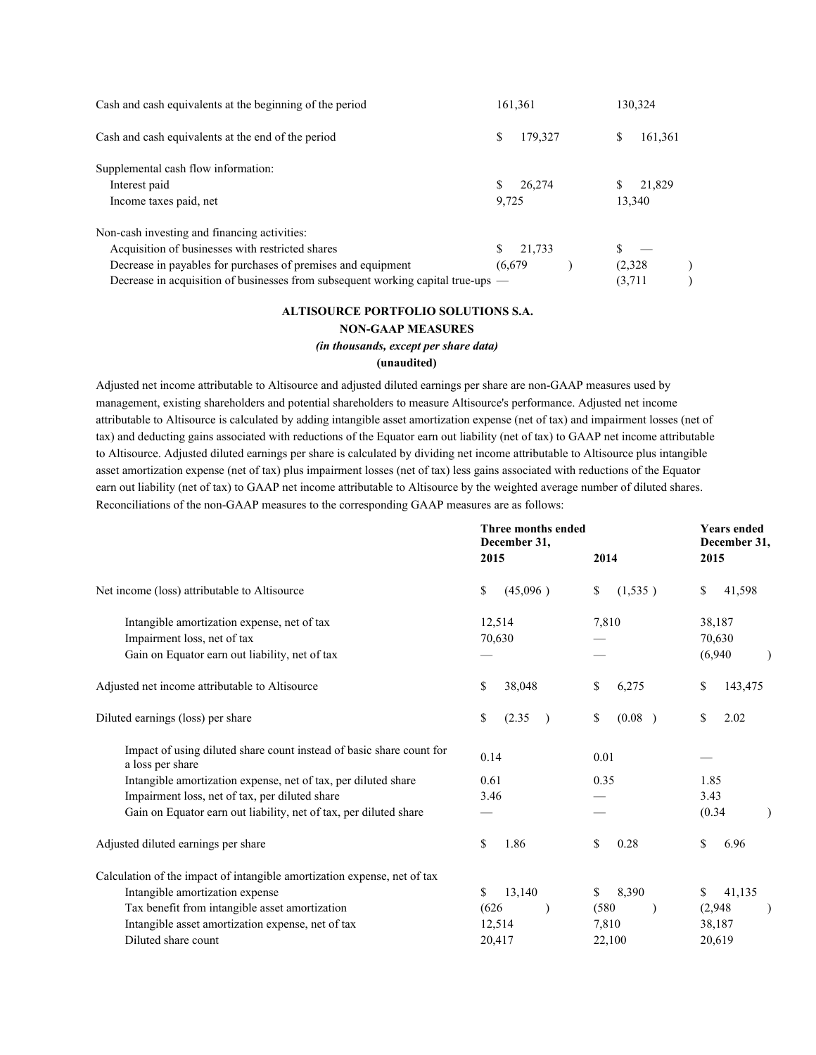| | | |
|---|---|---|
| Cash and cash equivalents at the beginning of the period | 161,361 | 130,324 |
| Cash and cash equivalents at the end of the period | $ 179,327 | $ 161,361 |
| Supplemental cash flow information: | | |
| Interest paid | $ 26,274 | $ 21,829 |
| Income taxes paid, net | 9,725 | 13,340 |
| Non-cash investing and financing activities: | | |
| Acquisition of businesses with restricted shares | $ 21,733 | $ — |
| Decrease in payables for purchases of premises and equipment | (6,679 ) | (2,328 ) |
| Decrease in acquisition of businesses from subsequent working capital true-ups | — | (3,711 ) |

**ALTISOURCE PORTFOLIO SOLUTIONS S.A.**

**NON-GAAP MEASURES**

***(in thousands, except per share data)***

**(unaudited)**

Adjusted net income attributable to Altisource and adjusted diluted earnings per share are non-GAAP measures used by management, existing shareholders and potential shareholders to measure Altisource's performance. Adjusted net income attributable to Altisource is calculated by adding intangible asset amortization expense (net of tax) and impairment losses (net of tax) and deducting gains associated with reductions of the Equator earn out liability (net of tax) to GAAP net income attributable to Altisource. Adjusted diluted earnings per share is calculated by dividing net income attributable to Altisource plus intangible asset amortization expense (net of tax) plus impairment losses (net of tax) less gains associated with reductions of the Equator earn out liability (net of tax) to GAAP net income attributable to Altisource by the weighted average number of diluted shares. Reconciliations of the non-GAAP measures to the corresponding GAAP measures are as follows:

| | Three months ended December 31, | | Years ended December 31, |
|---|---|---|---|
| | 2015 | 2014 | 2015 |
| Net income (loss) attributable to Altisource | $ (45,096 ) | $ (1,535 ) | $ 41,598 |
| Intangible amortization expense, net of tax | 12,514 | 7,810 | 38,187 |
| Impairment loss, net of tax | 70,630 | — | 70,630 |
| Gain on Equator earn out liability, net of tax | — | — | (6,940 ) |
| Adjusted net income attributable to Altisource | $ 38,048 | $ 6,275 | $ 143,475 |
| Diluted earnings (loss) per share | $ (2.35 ) | $ (0.08 ) | $ 2.02 |
| Impact of using diluted share count instead of basic share count for a loss per share | 0.14 | 0.01 | — |
| Intangible amortization expense, net of tax, per diluted share | 0.61 | 0.35 | 1.85 |
| Impairment loss, net of tax, per diluted share | 3.46 | — | 3.43 |
| Gain on Equator earn out liability, net of tax, per diluted share | — | — | (0.34 ) |
| Adjusted diluted earnings per share | $ 1.86 | $ 0.28 | $ 6.96 |
| Calculation of the impact of intangible amortization expense, net of tax | | | |
| Intangible amortization expense | $ 13,140 | $ 8,390 | $ 41,135 |
| Tax benefit from intangible asset amortization | (626 ) | (580 ) | (2,948 ) |
| Intangible asset amortization expense, net of tax | 12,514 | 7,810 | 38,187 |
| Diluted share count | 20,417 | 22,100 | 20,619 |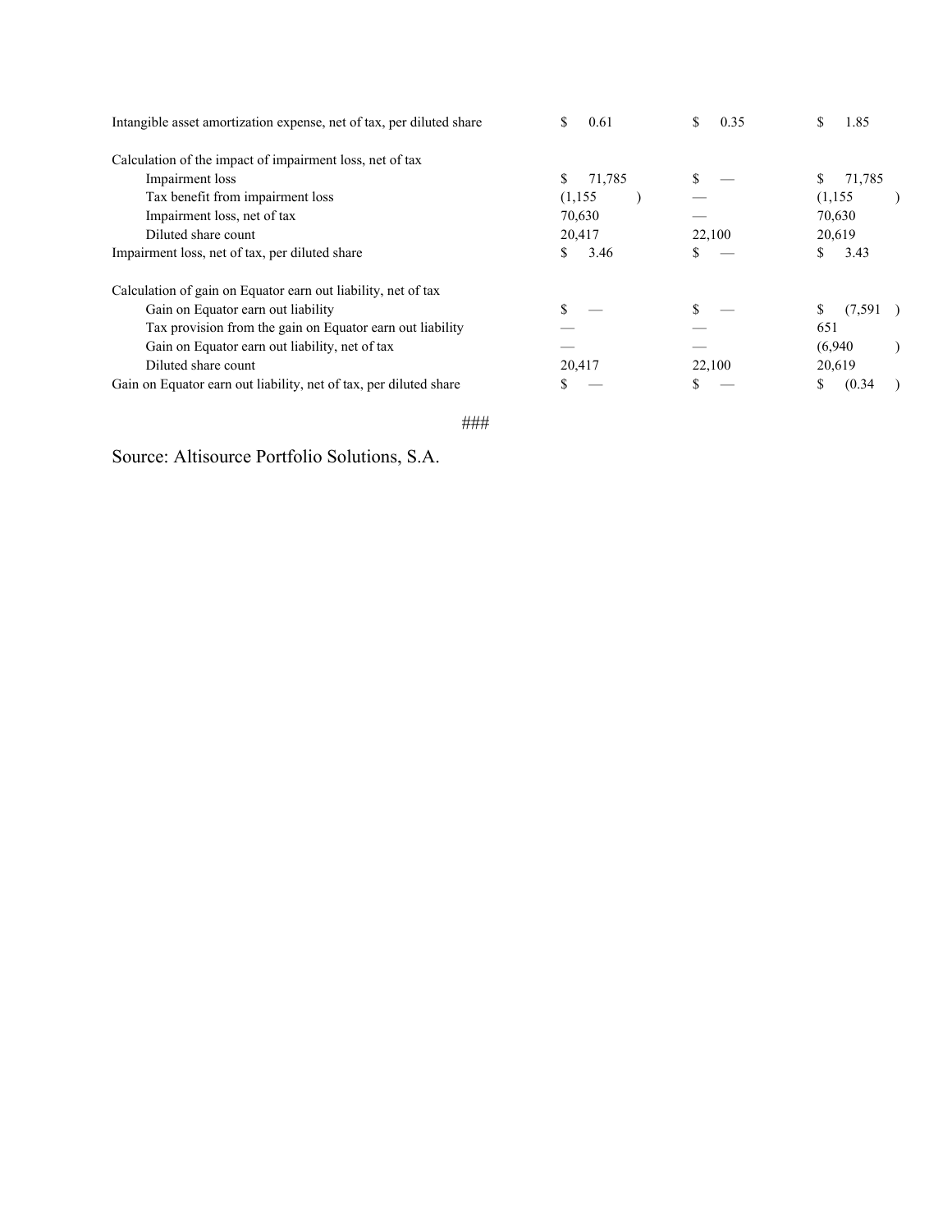| | | | |
|---|---|---|---|
| Intangible asset amortization expense, net of tax, per diluted share | $ 0.61 | $ 0.35 | $ 1.85 |
| | | | |
| Calculation of the impact of impairment loss, net of tax | | | |
| Impairment loss | $ 71,785 | $ — | $ 71,785 |
| Tax benefit from impairment loss | (1,155 ) | — | (1,155 ) |
| Impairment loss, net of tax | 70,630 | — | 70,630 |
| Diluted share count | 20,417 | 22,100 | 20,619 |
| Impairment loss, net of tax, per diluted share | $ 3.46 | $ — | $ 3.43 |
| | | | |
| Calculation of gain on Equator earn out liability, net of tax | | | |
| Gain on Equator earn out liability | $ — | $ — | $ (7,591 ) |
| Tax provision from the gain on Equator earn out liability | — | — | 651 |
| Gain on Equator earn out liability, net of tax | — | — | (6,940 ) |
| Diluted share count | 20,417 | 22,100 | 20,619 |
| Gain on Equator earn out liability, net of tax, per diluted share | $ — | $ — | $ (0.34 ) |

###

Source: Altisource Portfolio Solutions, S.A.